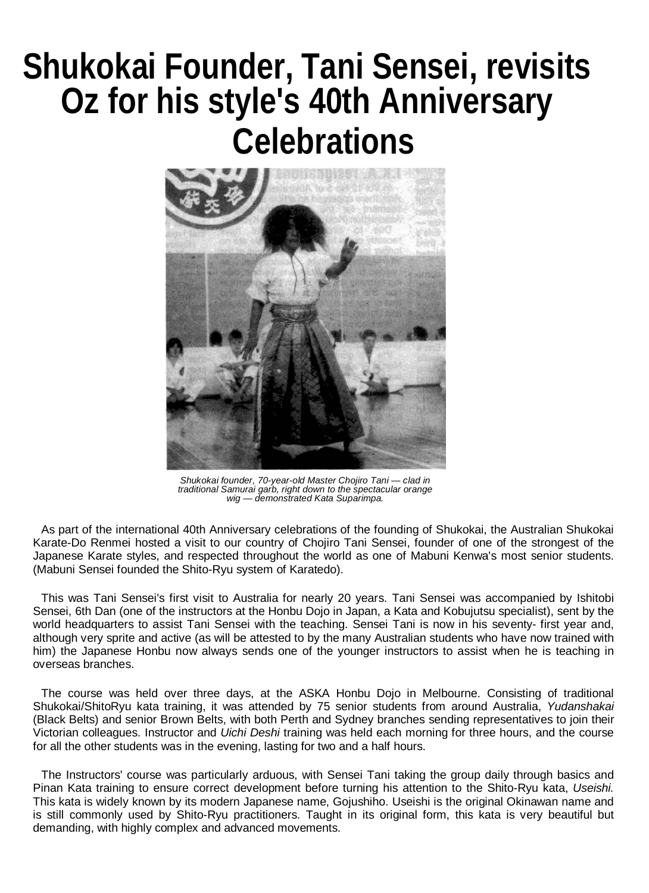# Shukokai Founder, Tani Sensei, revisits Oz for his style's 40th Anniversary Celebrations

*Shukokai founder, 70-year-old Master Chojiro Tani — clad in traditional Samurai garb, right down to the spectacular orange wig — demonstrated Kata Suparimpa.*

As part of the international 40th Anniversary celebrations of the founding of Shukokai, the Australian Shukokai Karate-Do Renmei hosted a visit to our country of Chojiro Tani Sensei, founder of one of the strongest of the Japanese Karate styles, and respected throughout the world as one of Mabuni Kenwa's most senior students. (Mabuni Sensei founded the Shito-Ryu system of Karatedo).

This was Tani Sensei's first visit to Australia for nearly 20 years. Tani Sensei was accompanied by Ishitobi Sensei, 6th Dan (one of the instructors at the Honbu Dojo in Japan, a Kata and Kobujutsu specialist), sent by the world headquarters to assist Tani Sensei with the teaching. Sensei Tani is now in his seventy- first year and, although very sprite and active (as will be attested to by the many Australian students who have now trained with him) the Japanese Honbu now always sends one of the younger instructors to assist when he is teaching in overseas branches.

The course was held over three days, at the ASKA Honbu Dojo in Melbourne. Consisting of traditional Shukokai/ShitoRyu kata training, it was attended by 75 senior students from around Australia, *Yudanshakai* (Black Belts) and senior Brown Belts, with both Perth and Sydney branches sending representatives to join their Victorian colleagues. Instructor and *Uichi Deshi* training was held each morning for three hours, and the course for all the other students was in the evening, lasting for two and a half hours.

The Instructors' course was particularly arduous, with Sensei Tani taking the group daily through basics and Pinan Kata training to ensure correct development before turning his attention to the Shito-Ryu kata, *Useishi.* This kata is widely known by its modern Japanese name, Gojushiho. Useishi is the original Okinawan name and is still commonly used by Shito-Ryu practitioners. Taught in its original form, this kata is very beautiful but demanding, with highly complex and advanced movements.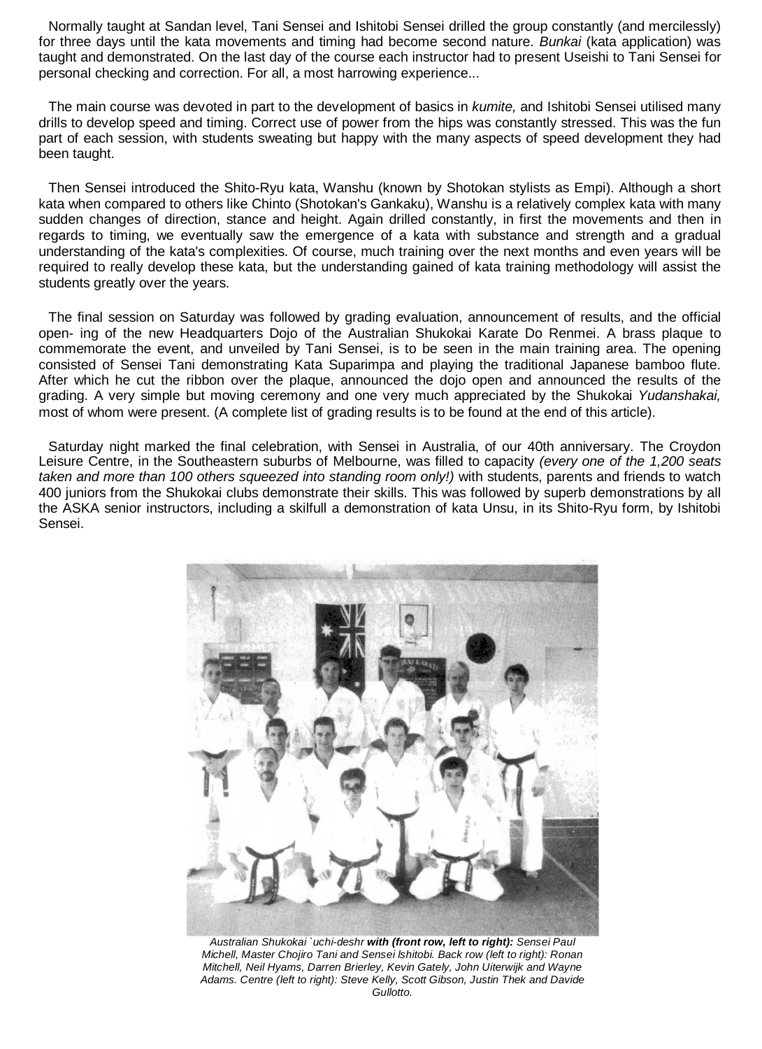Normally taught at Sandan level, Tani Sensei and Ishitobi Sensei drilled the group constantly (and mercilessly) for three days until the kata movements and timing had become second nature. *Bunkai* (kata application) was taught and demonstrated. On the last day of the course each instructor had to present Useishi to Tani Sensei for personal checking and correction. For all, a most harrowing experience...

The main course was devoted in part to the development of basics in *kumite,* and Ishitobi Sensei utilised many drills to develop speed and timing. Correct use of power from the hips was constantly stressed. This was the fun part of each session, with students sweating but happy with the many aspects of speed development they had been taught.

Then Sensei introduced the Shito-Ryu kata, Wanshu (known by Shotokan stylists as Empi). Although a short kata when compared to others like Chinto (Shotokan's Gankaku), Wanshu is a relatively complex kata with many sudden changes of direction, stance and height. Again drilled constantly, in first the movements and then in regards to timing, we eventually saw the emergence of a kata with substance and strength and a gradual understanding of the kata's complexities. Of course, much training over the next months and even years will be required to really develop these kata, but the understanding gained of kata training methodology will assist the students greatly over the years.

The final session on Saturday was followed by grading evaluation, announcement of results, and the official open- ing of the new Headquarters Dojo of the Australian Shukokai Karate Do Renmei. A brass plaque to commemorate the event, and unveiled by Tani Sensei, is to be seen in the main training area. The opening consisted of Sensei Tani demonstrating Kata Suparimpa and playing the traditional Japanese bamboo flute. After which he cut the ribbon over the plaque, announced the dojo open and announced the results of the grading. A very simple but moving ceremony and one very much appreciated by the Shukokai *Yudanshakai,* most of whom were present. (A complete list of grading results is to be found at the end of this article).

Saturday night marked the final celebration, with Sensei in Australia, of our 40th anniversary. The Croydon Leisure Centre, in the Southeastern suburbs of Melbourne, was filled to capacity *(every one of the 1,200 seats taken and more than 100 others squeezed into standing room only!)* with students, parents and friends to watch 400 juniors from the Shukokai clubs demonstrate their skills. This was followed by superb demonstrations by all the ASKA senior instructors, including a skilfull a demonstration of kata Unsu, in its Shito-Ryu form, by Ishitobi Sensei.

*Australian Shukokai `uchi-deshr* ***with (front row, left to right):*** *Sensei Paul Michell, Master Chojiro Tani and Sensei Ishitobi. Back row (left to right): Ronan Mitchell, Neil Hyams, Darren Brierley, Kevin Gately, John Uiterwijk and Wayne Adams. Centre (left to right): Steve Kelly, Scott Gibson, Justin Thek and Davide Gullotto.*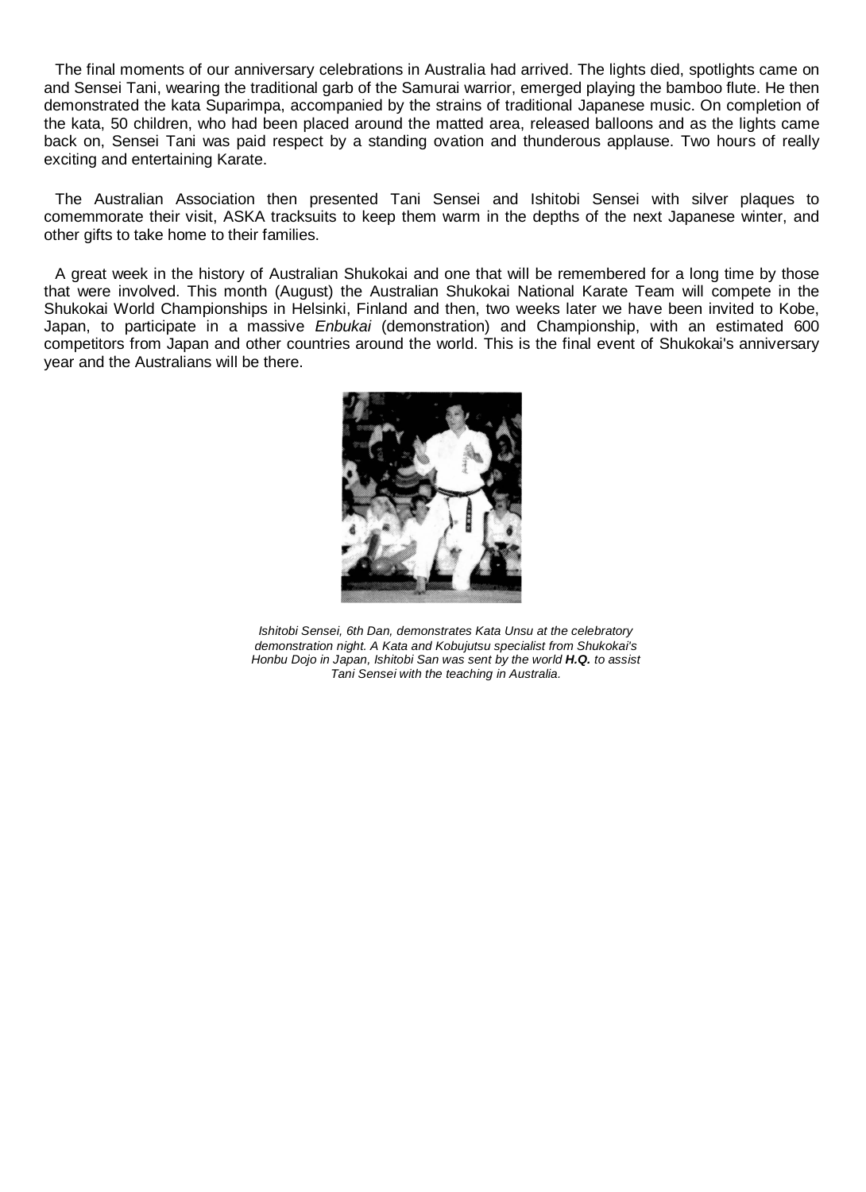The final moments of our anniversary celebrations in Australia had arrived. The lights died, spotlights came on and Sensei Tani, wearing the traditional garb of the Samurai warrior, emerged playing the bamboo flute. He then demonstrated the kata Suparimpa, accompanied by the strains of traditional Japanese music. On completion of the kata, 50 children, who had been placed around the matted area, released balloons and as the lights came back on, Sensei Tani was paid respect by a standing ovation and thunderous applause. Two hours of really exciting and entertaining Karate.

The Australian Association then presented Tani Sensei and Ishitobi Sensei with silver plaques to comemmorate their visit, ASKA tracksuits to keep them warm in the depths of the next Japanese winter, and other gifts to take home to their families.

A great week in the history of Australian Shukokai and one that will be remembered for a long time by those that were involved. This month (August) the Australian Shukokai National Karate Team will compete in the Shukokai World Championships in Helsinki, Finland and then, two weeks later we have been invited to Kobe, Japan, to participate in a massive *Enbukai* (demonstration) and Championship, with an estimated 600 competitors from Japan and other countries around the world. This is the final event of Shukokai's anniversary year and the Australians will be there.

*Ishitobi Sensei, 6th Dan, demonstrates Kata Unsu at the celebratory demonstration night. A Kata and Kobujutsu specialist from Shukokai's Honbu Dojo in Japan, Ishitobi San was sent by the world **H.Q.** to assist Tani Sensei with the teaching in Australia.*